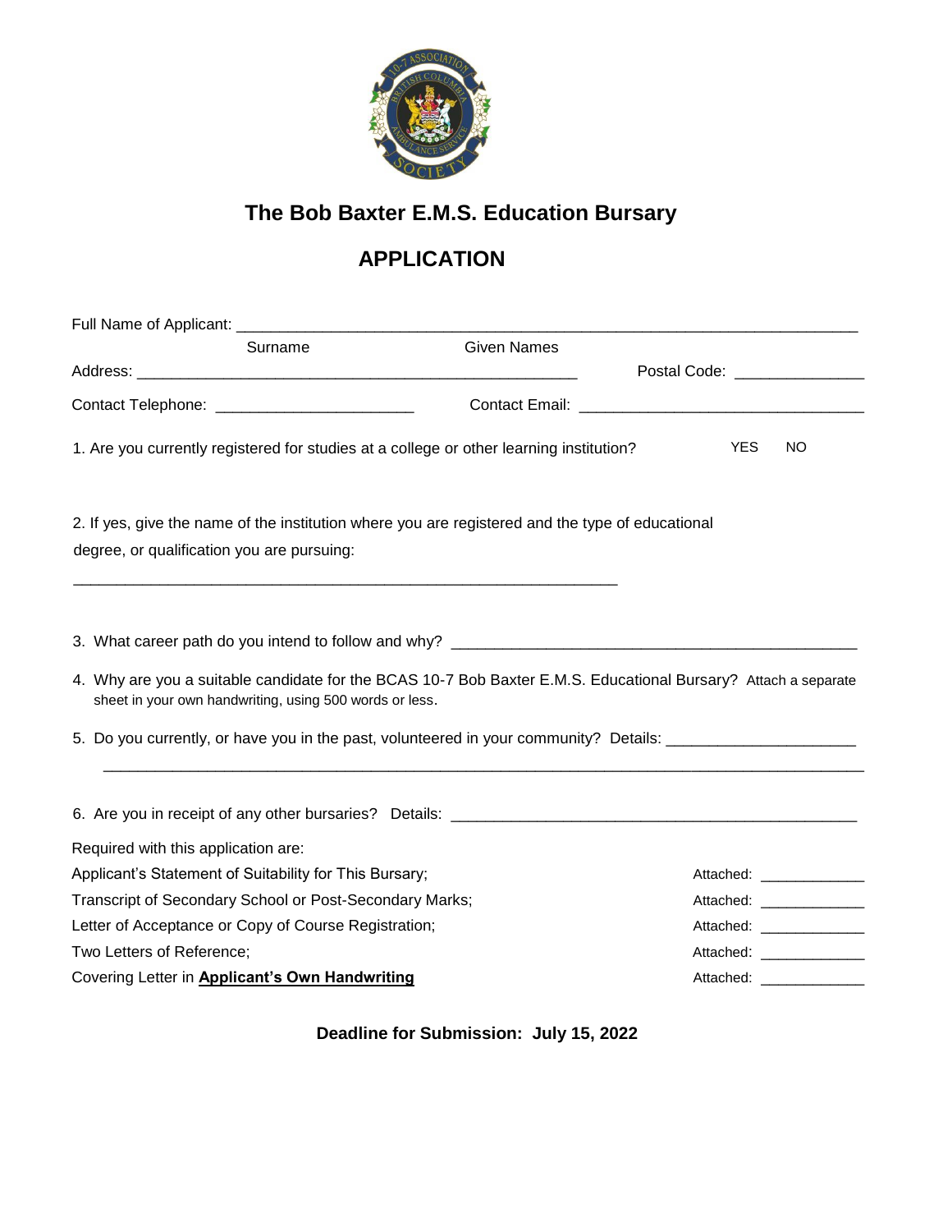# The Bob Baxter E.M.S. Education Bursary

## APPLICATION

Full Name of Applicant: ______________________________________________

Surname Given Names

Address: ____________________________________ Postal Code: ___________

Contact Telephone: ____________________ Contact Email: ____________________________

1. Are you currently registered for studies at a college or other learning institution? YES NO

2. If yes, give the name of the institution where you are registered and the type of educational degree, or qualification you are pursuing:

_______________________________________________________

3. What career path do you intend to follow and why? ______________________________________

4. Why are you a suitable candidate for the BCAS 10-7 Bob Baxter E.M.S. Educational Bursary? Attach a separate sheet in your own handwriting, using 500 words or less.

5. Do you currently, or have you in the past, volunteered in your community? Details: __________________

_______________________________________________________________________________

6. Are you in receipt of any other bursaries? Details: ______________________________________

Required with this application are:

| | |
|---|---|
| Applicant's Statement of Suitability for This Bursary; | Attached: __________ |
| Transcript of Secondary School or Post-Secondary Marks; | Attached: __________ |
| Letter of Acceptance or Copy of Course Registration; | Attached: __________ |
| Two Letters of Reference; | Attached: __________ |
| Covering Letter in **Applicant's Own Handwriting** | Attached: __________ |

**Deadline for Submission: July 15, 2022**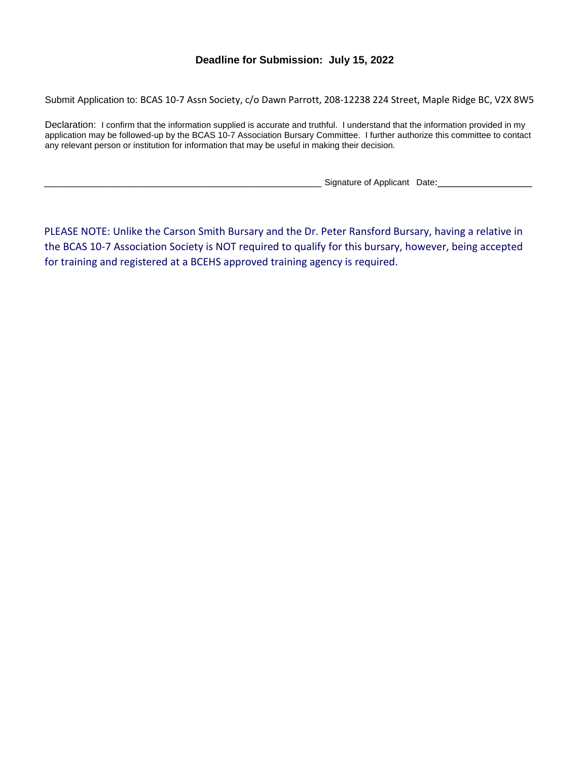**Deadline for Submission: July 15, 2022**

Submit Application to: BCAS 10-7 Assn Society, c/o Dawn Parrott, 208-12238 224 Street, Maple Ridge BC, V2X 8W5

Declaration: I confirm that the information supplied is accurate and truthful. I understand that the information provided in my application may be followed-up by the BCAS 10-7 Association Bursary Committee. I further authorize this committee to contact any relevant person or institution for information that may be useful in making their decision.

_________________________________________________________ Signature of Applicant Date:___________________

PLEASE NOTE: Unlike the Carson Smith Bursary and the Dr. Peter Ransford Bursary, having a relative in the BCAS 10-7 Association Society is NOT required to qualify for this bursary, however, being accepted for training and registered at a BCEHS approved training agency is required.